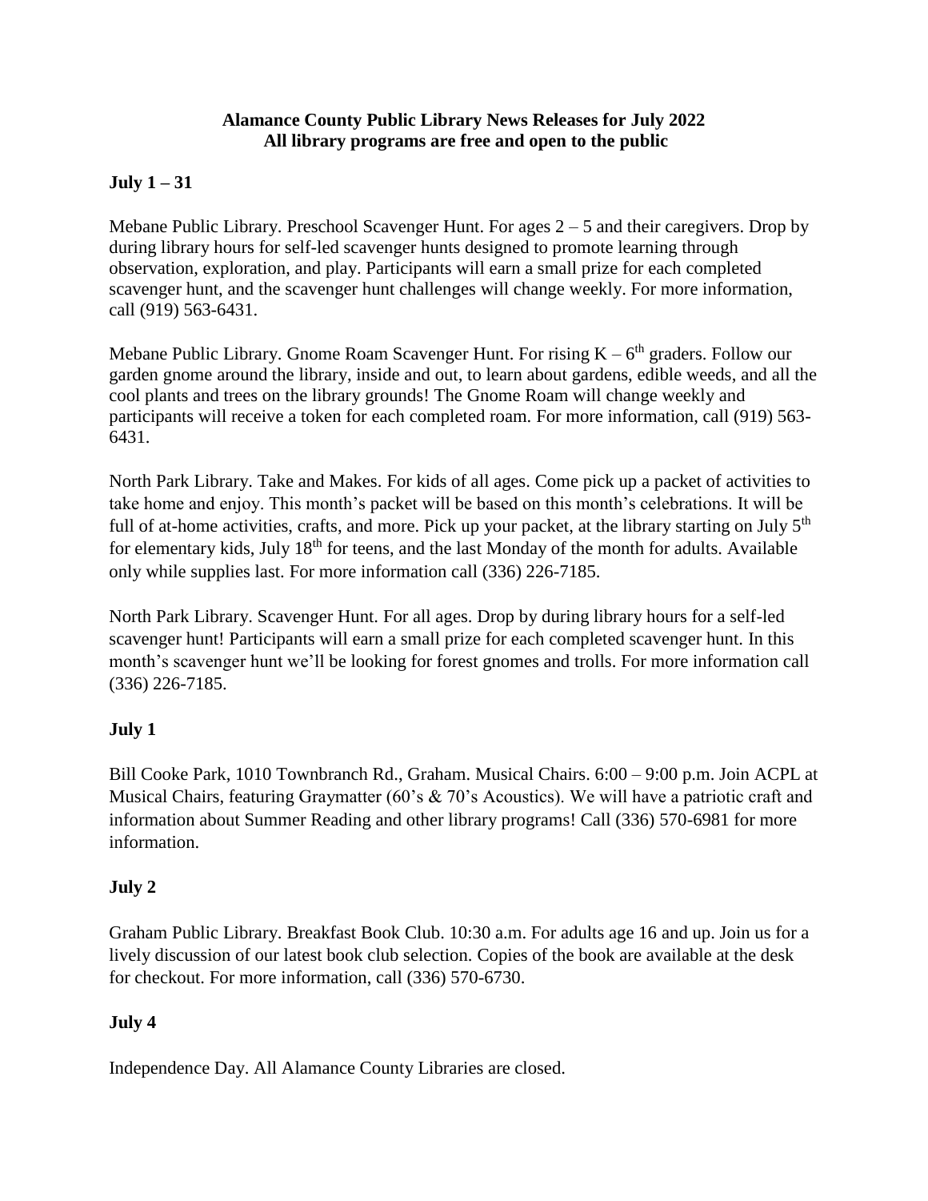**Alamance County Public Library News Releases for July 2022**
**All library programs are free and open to the public**

**July 1 – 31**

Mebane Public Library. Preschool Scavenger Hunt. For ages 2 – 5 and their caregivers. Drop by during library hours for self-led scavenger hunts designed to promote learning through observation, exploration, and play. Participants will earn a small prize for each completed scavenger hunt, and the scavenger hunt challenges will change weekly. For more information, call (919) 563-6431.

Mebane Public Library. Gnome Roam Scavenger Hunt. For rising K – 6th graders. Follow our garden gnome around the library, inside and out, to learn about gardens, edible weeds, and all the cool plants and trees on the library grounds! The Gnome Roam will change weekly and participants will receive a token for each completed roam. For more information, call (919) 563-6431.

North Park Library. Take and Makes. For kids of all ages. Come pick up a packet of activities to take home and enjoy. This month's packet will be based on this month's celebrations. It will be full of at-home activities, crafts, and more. Pick up your packet, at the library starting on July 5th for elementary kids, July 18th for teens, and the last Monday of the month for adults. Available only while supplies last. For more information call (336) 226-7185.

North Park Library. Scavenger Hunt. For all ages. Drop by during library hours for a self-led scavenger hunt! Participants will earn a small prize for each completed scavenger hunt. In this month's scavenger hunt we'll be looking for forest gnomes and trolls. For more information call (336) 226-7185.

**July 1**

Bill Cooke Park, 1010 Townbranch Rd., Graham. Musical Chairs. 6:00 – 9:00 p.m. Join ACPL at Musical Chairs, featuring Graymatter (60's & 70's Acoustics). We will have a patriotic craft and information about Summer Reading and other library programs! Call (336) 570-6981 for more information.

**July 2**

Graham Public Library. Breakfast Book Club. 10:30 a.m. For adults age 16 and up. Join us for a lively discussion of our latest book club selection. Copies of the book are available at the desk for checkout. For more information, call (336) 570-6730.

**July 4**

Independence Day. All Alamance County Libraries are closed.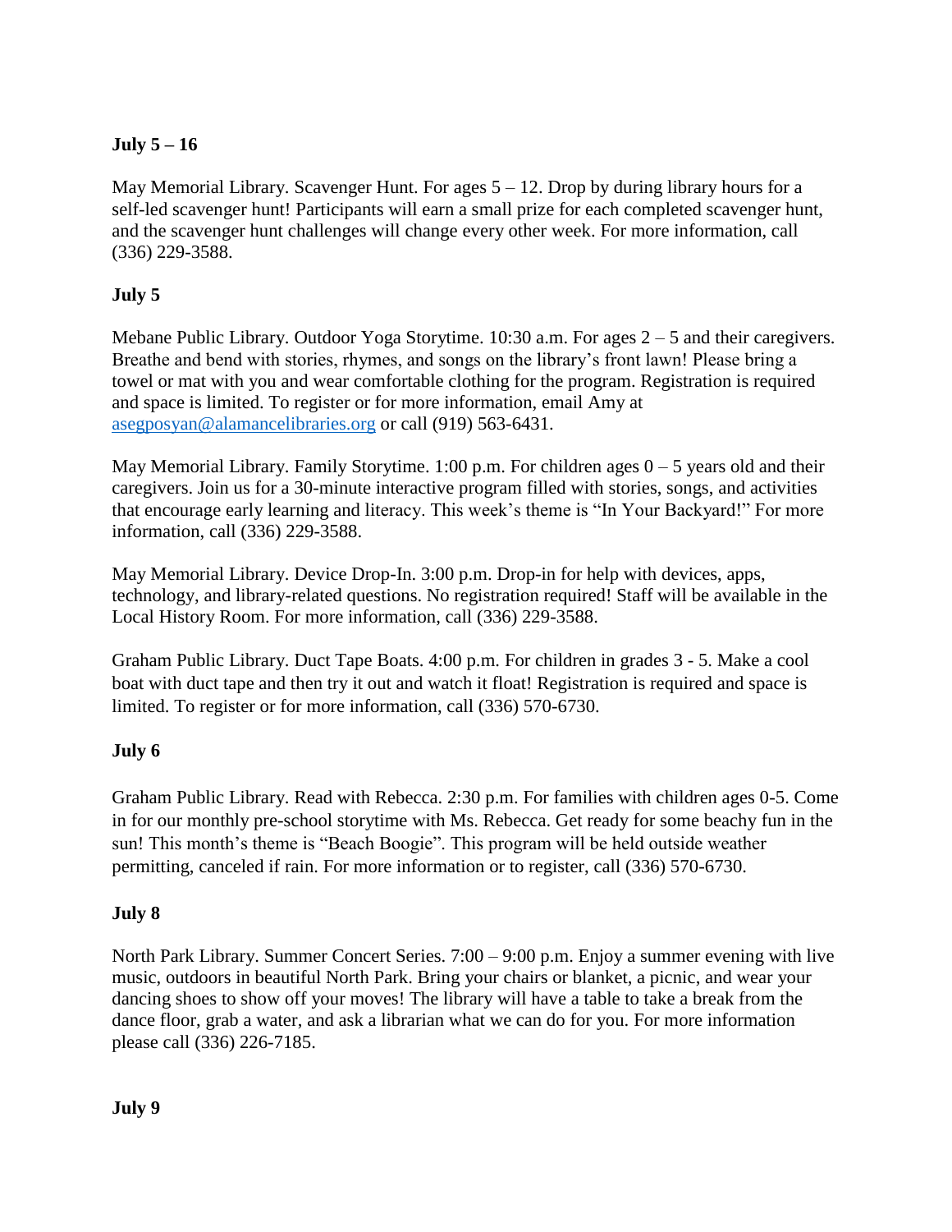**July 5 – 16**

May Memorial Library. Scavenger Hunt. For ages 5 – 12. Drop by during library hours for a self-led scavenger hunt! Participants will earn a small prize for each completed scavenger hunt, and the scavenger hunt challenges will change every other week. For more information, call (336) 229-3588.

**July 5**

Mebane Public Library. Outdoor Yoga Storytime. 10:30 a.m. For ages 2 – 5 and their caregivers. Breathe and bend with stories, rhymes, and songs on the library's front lawn! Please bring a towel or mat with you and wear comfortable clothing for the program. Registration is required and space is limited. To register or for more information, email Amy at asegposyan@alamancelibraries.org or call (919) 563-6431.

May Memorial Library. Family Storytime. 1:00 p.m. For children ages 0 – 5 years old and their caregivers. Join us for a 30-minute interactive program filled with stories, songs, and activities that encourage early learning and literacy. This week's theme is "In Your Backyard!" For more information, call (336) 229-3588.

May Memorial Library. Device Drop-In. 3:00 p.m. Drop-in for help with devices, apps, technology, and library-related questions. No registration required! Staff will be available in the Local History Room. For more information, call (336) 229-3588.

Graham Public Library. Duct Tape Boats. 4:00 p.m. For children in grades 3 - 5. Make a cool boat with duct tape and then try it out and watch it float! Registration is required and space is limited. To register or for more information, call (336) 570-6730.

**July 6**

Graham Public Library. Read with Rebecca. 2:30 p.m. For families with children ages 0-5. Come in for our monthly pre-school storytime with Ms. Rebecca. Get ready for some beachy fun in the sun! This month's theme is "Beach Boogie". This program will be held outside weather permitting, canceled if rain. For more information or to register, call (336) 570-6730.

**July 8**

North Park Library. Summer Concert Series. 7:00 – 9:00 p.m. Enjoy a summer evening with live music, outdoors in beautiful North Park. Bring your chairs or blanket, a picnic, and wear your dancing shoes to show off your moves! The library will have a table to take a break from the dance floor, grab a water, and ask a librarian what we can do for you. For more information please call (336) 226-7185.

**July 9**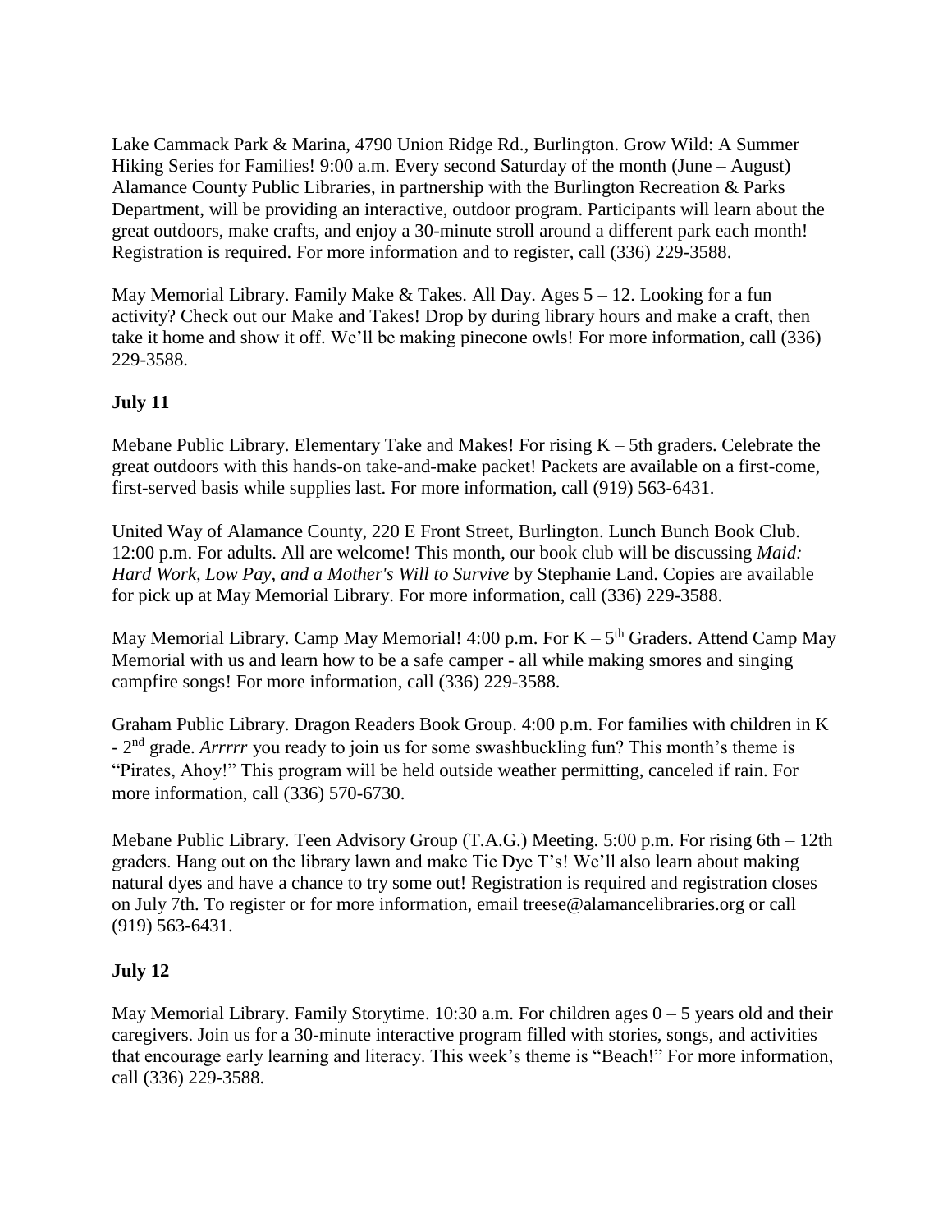Lake Cammack Park & Marina, 4790 Union Ridge Rd., Burlington. Grow Wild: A Summer Hiking Series for Families! 9:00 a.m. Every second Saturday of the month (June – August) Alamance County Public Libraries, in partnership with the Burlington Recreation & Parks Department, will be providing an interactive, outdoor program. Participants will learn about the great outdoors, make crafts, and enjoy a 30-minute stroll around a different park each month! Registration is required. For more information and to register, call (336) 229-3588.

May Memorial Library. Family Make & Takes. All Day. Ages 5 – 12. Looking for a fun activity? Check out our Make and Takes! Drop by during library hours and make a craft, then take it home and show it off. We'll be making pinecone owls! For more information, call (336) 229-3588.

**July 11**

Mebane Public Library. Elementary Take and Makes! For rising K – 5th graders. Celebrate the great outdoors with this hands-on take-and-make packet! Packets are available on a first-come, first-served basis while supplies last. For more information, call (919) 563-6431.

United Way of Alamance County, 220 E Front Street, Burlington. Lunch Bunch Book Club. 12:00 p.m. For adults. All are welcome! This month, our book club will be discussing *Maid: Hard Work, Low Pay, and a Mother's Will to Survive* by Stephanie Land. Copies are available for pick up at May Memorial Library. For more information, call (336) 229-3588.

May Memorial Library. Camp May Memorial! 4:00 p.m. For K – 5th Graders. Attend Camp May Memorial with us and learn how to be a safe camper - all while making smores and singing campfire songs! For more information, call (336) 229-3588.

Graham Public Library. Dragon Readers Book Group. 4:00 p.m. For families with children in K - 2nd grade. *Arrrrr* you ready to join us for some swashbuckling fun? This month's theme is "Pirates, Ahoy!" This program will be held outside weather permitting, canceled if rain. For more information, call (336) 570-6730.

Mebane Public Library. Teen Advisory Group (T.A.G.) Meeting. 5:00 p.m. For rising 6th – 12th graders. Hang out on the library lawn and make Tie Dye T's! We'll also learn about making natural dyes and have a chance to try some out! Registration is required and registration closes on July 7th. To register or for more information, email treese@alamancelibraries.org or call (919) 563-6431.

**July 12**

May Memorial Library. Family Storytime. 10:30 a.m. For children ages 0 – 5 years old and their caregivers. Join us for a 30-minute interactive program filled with stories, songs, and activities that encourage early learning and literacy. This week's theme is "Beach!" For more information, call (336) 229-3588.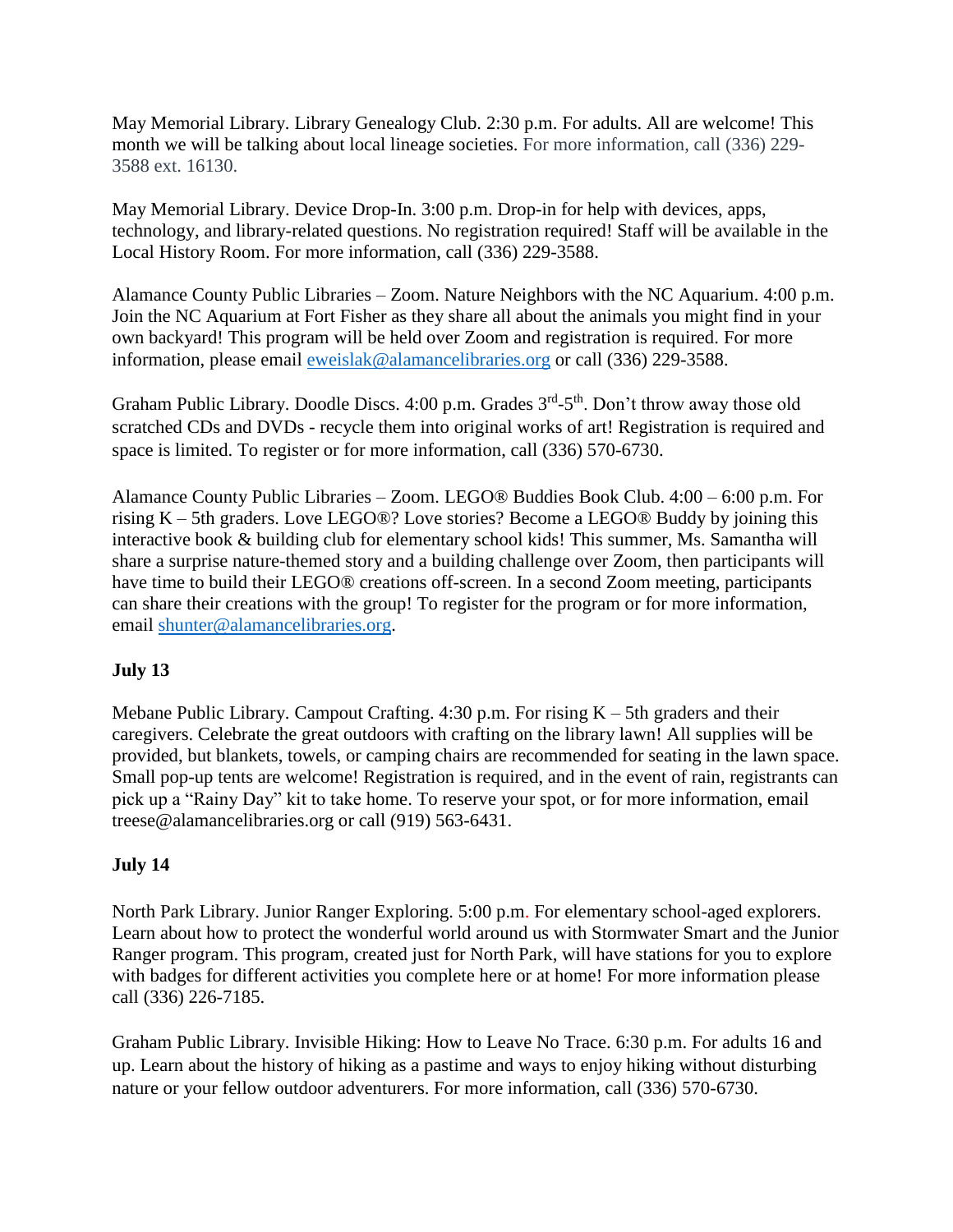May Memorial Library. Library Genealogy Club. 2:30 p.m. For adults. All are welcome! This month we will be talking about local lineage societies. For more information, call (336) 229-3588 ext. 16130.

May Memorial Library. Device Drop-In. 3:00 p.m. Drop-in for help with devices, apps, technology, and library-related questions. No registration required! Staff will be available in the Local History Room. For more information, call (336) 229-3588.

Alamance County Public Libraries – Zoom. Nature Neighbors with the NC Aquarium. 4:00 p.m. Join the NC Aquarium at Fort Fisher as they share all about the animals you might find in your own backyard! This program will be held over Zoom and registration is required. For more information, please email eweislak@alamancelibraries.org or call (336) 229-3588.

Graham Public Library. Doodle Discs. 4:00 p.m. Grades 3rd-5th. Don't throw away those old scratched CDs and DVDs - recycle them into original works of art! Registration is required and space is limited. To register or for more information, call (336) 570-6730.

Alamance County Public Libraries – Zoom. LEGO® Buddies Book Club. 4:00 – 6:00 p.m. For rising K – 5th graders. Love LEGO®? Love stories? Become a LEGO® Buddy by joining this interactive book & building club for elementary school kids! This summer, Ms. Samantha will share a surprise nature-themed story and a building challenge over Zoom, then participants will have time to build their LEGO® creations off-screen. In a second Zoom meeting, participants can share their creations with the group! To register for the program or for more information, email shunter@alamancelibraries.org.

**July 13**

Mebane Public Library. Campout Crafting. 4:30 p.m. For rising K – 5th graders and their caregivers. Celebrate the great outdoors with crafting on the library lawn! All supplies will be provided, but blankets, towels, or camping chairs are recommended for seating in the lawn space. Small pop-up tents are welcome! Registration is required, and in the event of rain, registrants can pick up a "Rainy Day" kit to take home. To reserve your spot, or for more information, email treese@alamancelibraries.org or call (919) 563-6431.

**July 14**

North Park Library. Junior Ranger Exploring. 5:00 p.m. For elementary school-aged explorers. Learn about how to protect the wonderful world around us with Stormwater Smart and the Junior Ranger program. This program, created just for North Park, will have stations for you to explore with badges for different activities you complete here or at home! For more information please call (336) 226-7185.

Graham Public Library. Invisible Hiking: How to Leave No Trace. 6:30 p.m. For adults 16 and up. Learn about the history of hiking as a pastime and ways to enjoy hiking without disturbing nature or your fellow outdoor adventurers. For more information, call (336) 570-6730.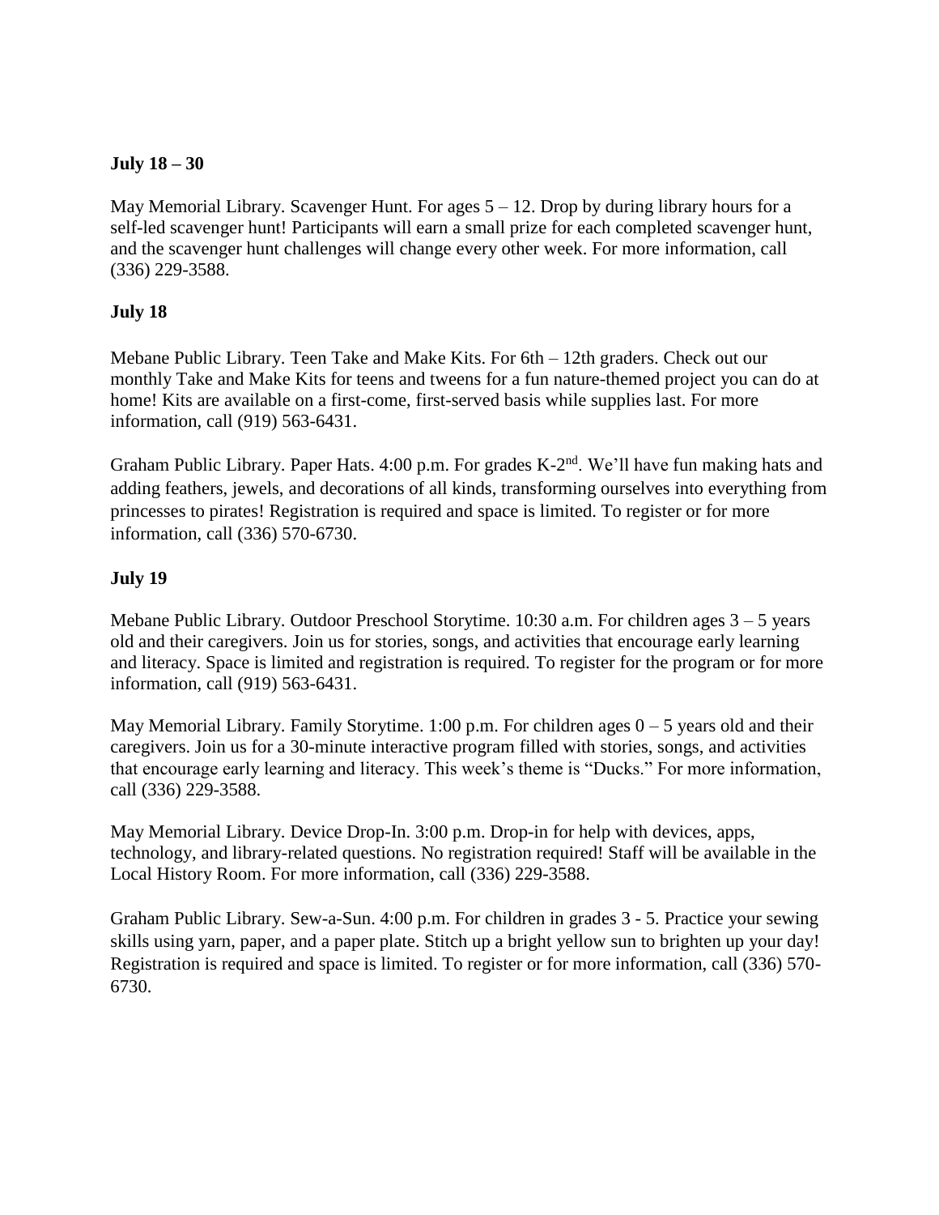**July 18 – 30**

May Memorial Library. Scavenger Hunt. For ages 5 – 12. Drop by during library hours for a self-led scavenger hunt! Participants will earn a small prize for each completed scavenger hunt, and the scavenger hunt challenges will change every other week. For more information, call (336) 229-3588.

**July 18**

Mebane Public Library. Teen Take and Make Kits. For 6th – 12th graders. Check out our monthly Take and Make Kits for teens and tweens for a fun nature-themed project you can do at home! Kits are available on a first-come, first-served basis while supplies last. For more information, call (919) 563-6431.

Graham Public Library. Paper Hats. 4:00 p.m. For grades K-2nd. We'll have fun making hats and adding feathers, jewels, and decorations of all kinds, transforming ourselves into everything from princesses to pirates! Registration is required and space is limited. To register or for more information, call (336) 570-6730.

**July 19**

Mebane Public Library. Outdoor Preschool Storytime. 10:30 a.m. For children ages 3 – 5 years old and their caregivers. Join us for stories, songs, and activities that encourage early learning and literacy. Space is limited and registration is required. To register for the program or for more information, call (919) 563-6431.

May Memorial Library. Family Storytime. 1:00 p.m. For children ages 0 – 5 years old and their caregivers. Join us for a 30-minute interactive program filled with stories, songs, and activities that encourage early learning and literacy. This week's theme is "Ducks." For more information, call (336) 229-3588.

May Memorial Library. Device Drop-In. 3:00 p.m. Drop-in for help with devices, apps, technology, and library-related questions. No registration required! Staff will be available in the Local History Room. For more information, call (336) 229-3588.

Graham Public Library. Sew-a-Sun. 4:00 p.m. For children in grades 3 - 5. Practice your sewing skills using yarn, paper, and a paper plate. Stitch up a bright yellow sun to brighten up your day! Registration is required and space is limited. To register or for more information, call (336) 570-6730.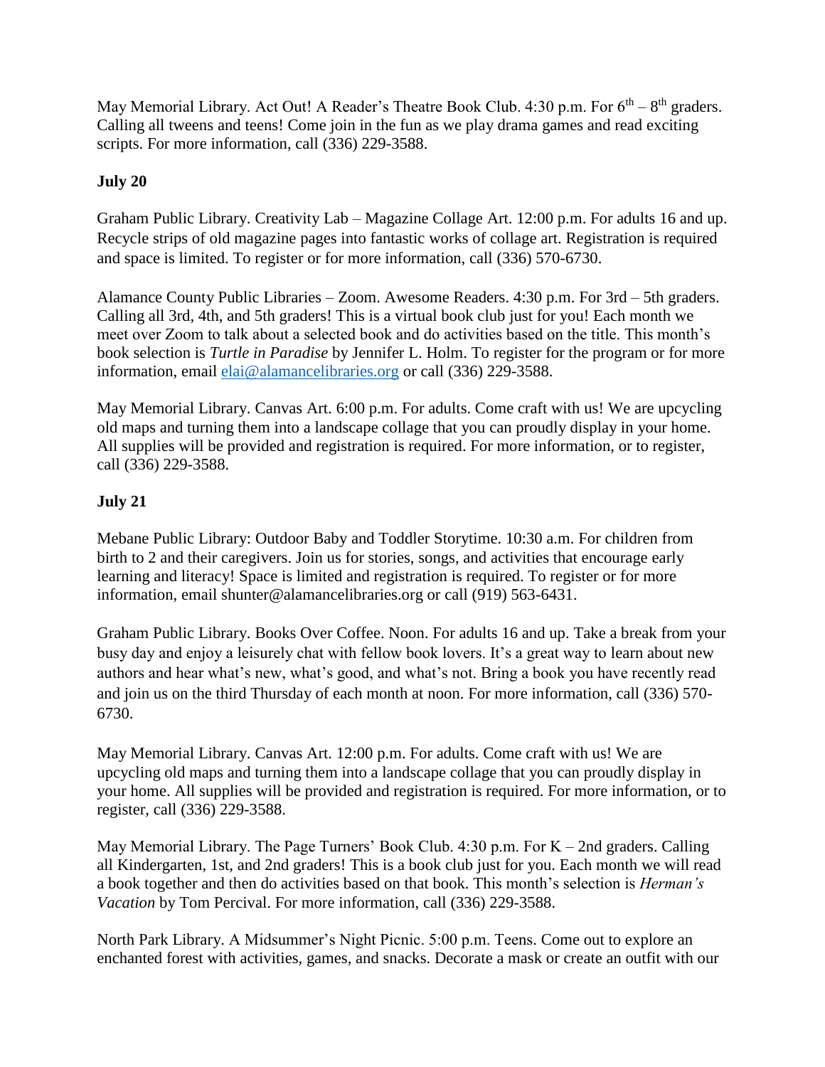May Memorial Library. Act Out! A Reader's Theatre Book Club. 4:30 p.m. For 6th – 8th graders. Calling all tweens and teens! Come join in the fun as we play drama games and read exciting scripts. For more information, call (336) 229-3588.

**July 20**

Graham Public Library. Creativity Lab – Magazine Collage Art. 12:00 p.m. For adults 16 and up. Recycle strips of old magazine pages into fantastic works of collage art. Registration is required and space is limited. To register or for more information, call (336) 570-6730.

Alamance County Public Libraries – Zoom. Awesome Readers. 4:30 p.m. For 3rd – 5th graders. Calling all 3rd, 4th, and 5th graders! This is a virtual book club just for you! Each month we meet over Zoom to talk about a selected book and do activities based on the title. This month's book selection is *Turtle in Paradise* by Jennifer L. Holm. To register for the program or for more information, email elai@alamancelibraries.org or call (336) 229-3588.

May Memorial Library. Canvas Art. 6:00 p.m. For adults. Come craft with us! We are upcycling old maps and turning them into a landscape collage that you can proudly display in your home. All supplies will be provided and registration is required. For more information, or to register, call (336) 229-3588.

**July 21**

Mebane Public Library: Outdoor Baby and Toddler Storytime. 10:30 a.m. For children from birth to 2 and their caregivers. Join us for stories, songs, and activities that encourage early learning and literacy! Space is limited and registration is required. To register or for more information, email shunter@alamancelibraries.org or call (919) 563-6431.

Graham Public Library. Books Over Coffee. Noon. For adults 16 and up. Take a break from your busy day and enjoy a leisurely chat with fellow book lovers. It's a great way to learn about new authors and hear what's new, what's good, and what's not. Bring a book you have recently read and join us on the third Thursday of each month at noon. For more information, call (336) 570-6730.

May Memorial Library. Canvas Art. 12:00 p.m. For adults. Come craft with us! We are upcycling old maps and turning them into a landscape collage that you can proudly display in your home. All supplies will be provided and registration is required. For more information, or to register, call (336) 229-3588.

May Memorial Library. The Page Turners' Book Club. 4:30 p.m. For K – 2nd graders. Calling all Kindergarten, 1st, and 2nd graders! This is a book club just for you. Each month we will read a book together and then do activities based on that book. This month's selection is *Herman's Vacation* by Tom Percival. For more information, call (336) 229-3588.

North Park Library. A Midsummer's Night Picnic. 5:00 p.m. Teens. Come out to explore an enchanted forest with activities, games, and snacks. Decorate a mask or create an outfit with our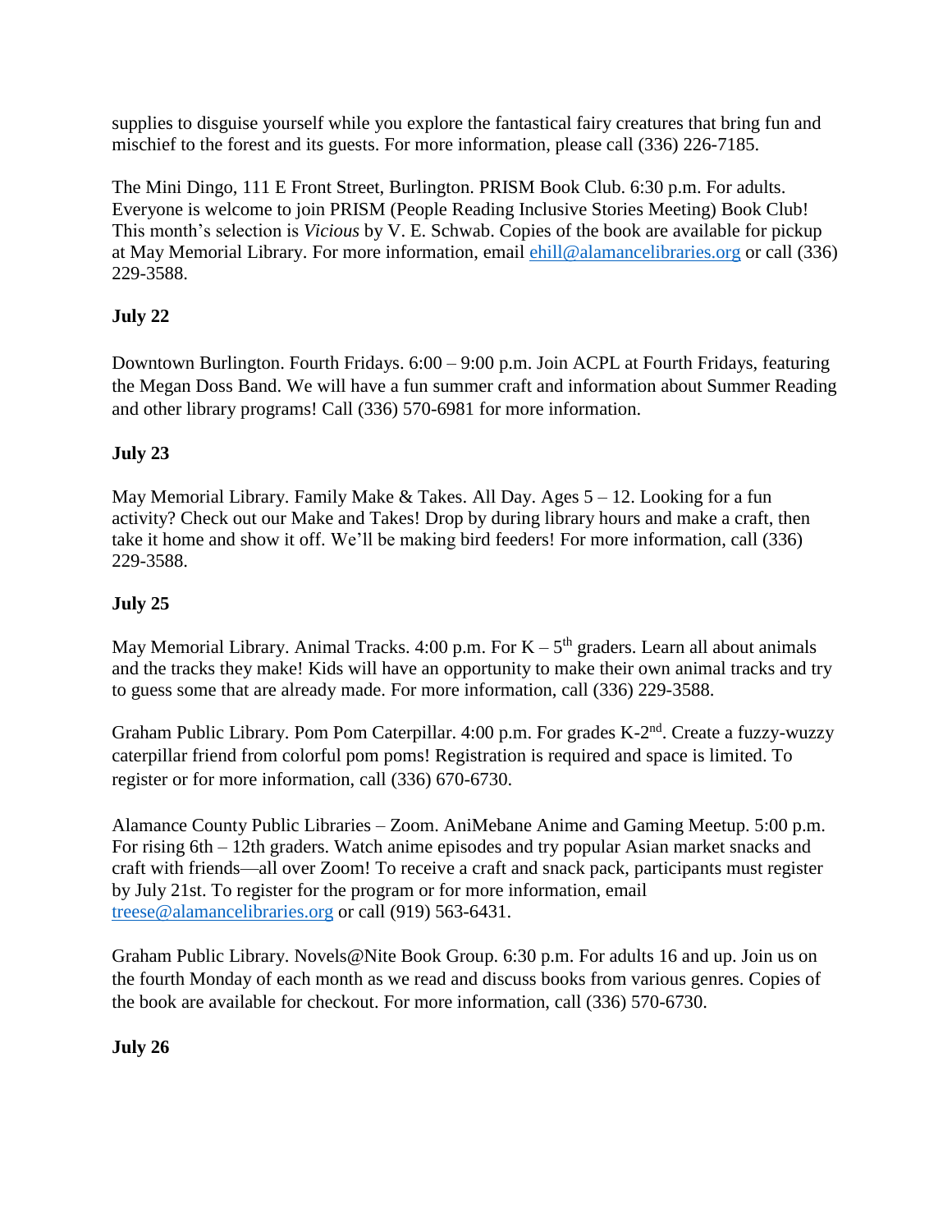supplies to disguise yourself while you explore the fantastical fairy creatures that bring fun and mischief to the forest and its guests. For more information, please call (336) 226-7185.

The Mini Dingo, 111 E Front Street, Burlington. PRISM Book Club. 6:30 p.m. For adults. Everyone is welcome to join PRISM (People Reading Inclusive Stories Meeting) Book Club! This month's selection is *Vicious* by V. E. Schwab. Copies of the book are available for pickup at May Memorial Library. For more information, email ehill@alamancelibraries.org or call (336) 229-3588.

**July 22**

Downtown Burlington. Fourth Fridays. 6:00 – 9:00 p.m. Join ACPL at Fourth Fridays, featuring the Megan Doss Band. We will have a fun summer craft and information about Summer Reading and other library programs! Call (336) 570-6981 for more information.

**July 23**

May Memorial Library. Family Make & Takes. All Day. Ages 5 – 12. Looking for a fun activity? Check out our Make and Takes! Drop by during library hours and make a craft, then take it home and show it off. We'll be making bird feeders! For more information, call (336) 229-3588.

**July 25**

May Memorial Library. Animal Tracks. 4:00 p.m. For K – 5th graders. Learn all about animals and the tracks they make! Kids will have an opportunity to make their own animal tracks and try to guess some that are already made. For more information, call (336) 229-3588.

Graham Public Library. Pom Pom Caterpillar. 4:00 p.m. For grades K-2nd. Create a fuzzy-wuzzy caterpillar friend from colorful pom poms! Registration is required and space is limited. To register or for more information, call (336) 670-6730.

Alamance County Public Libraries – Zoom. AniMebane Anime and Gaming Meetup. 5:00 p.m. For rising 6th – 12th graders. Watch anime episodes and try popular Asian market snacks and craft with friends—all over Zoom! To receive a craft and snack pack, participants must register by July 21st. To register for the program or for more information, email treese@alamancelibraries.org or call (919) 563-6431.

Graham Public Library. Novels@Nite Book Group. 6:30 p.m. For adults 16 and up. Join us on the fourth Monday of each month as we read and discuss books from various genres. Copies of the book are available for checkout. For more information, call (336) 570-6730.

**July 26**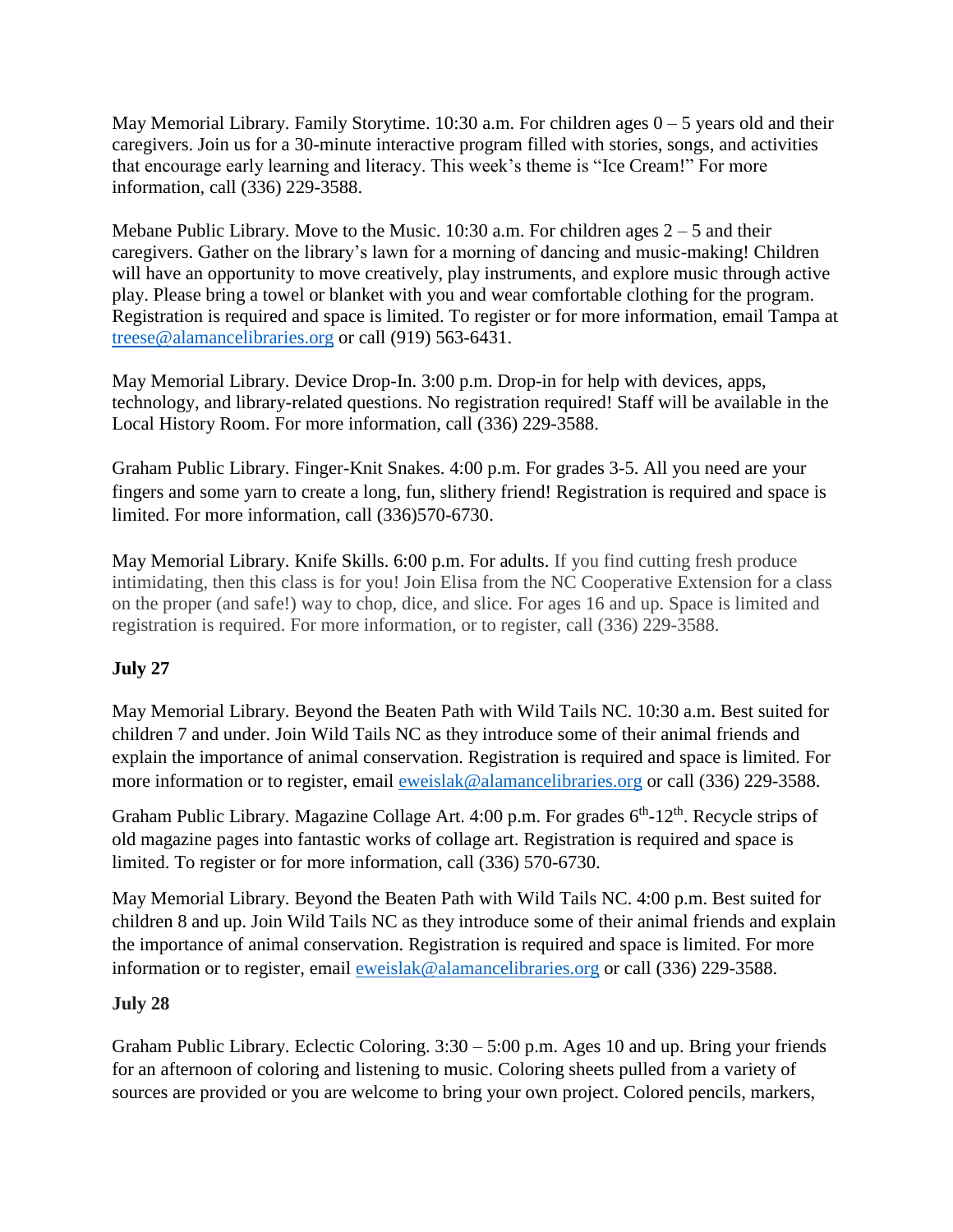May Memorial Library. Family Storytime. 10:30 a.m. For children ages 0 – 5 years old and their caregivers. Join us for a 30-minute interactive program filled with stories, songs, and activities that encourage early learning and literacy. This week's theme is "Ice Cream!" For more information, call (336) 229-3588.

Mebane Public Library. Move to the Music. 10:30 a.m. For children ages 2 – 5 and their caregivers. Gather on the library's lawn for a morning of dancing and music-making! Children will have an opportunity to move creatively, play instruments, and explore music through active play. Please bring a towel or blanket with you and wear comfortable clothing for the program. Registration is required and space is limited. To register or for more information, email Tampa at treese@alamancelibraries.org or call (919) 563-6431.

May Memorial Library. Device Drop-In. 3:00 p.m. Drop-in for help with devices, apps, technology, and library-related questions. No registration required! Staff will be available in the Local History Room. For more information, call (336) 229-3588.

Graham Public Library. Finger-Knit Snakes. 4:00 p.m. For grades 3-5. All you need are your fingers and some yarn to create a long, fun, slithery friend! Registration is required and space is limited. For more information, call (336)570-6730.

May Memorial Library. Knife Skills. 6:00 p.m. For adults. If you find cutting fresh produce intimidating, then this class is for you! Join Elisa from the NC Cooperative Extension for a class on the proper (and safe!) way to chop, dice, and slice. For ages 16 and up. Space is limited and registration is required. For more information, or to register, call (336) 229-3588.

**July 27**

May Memorial Library. Beyond the Beaten Path with Wild Tails NC. 10:30 a.m. Best suited for children 7 and under. Join Wild Tails NC as they introduce some of their animal friends and explain the importance of animal conservation. Registration is required and space is limited. For more information or to register, email eweislak@alamancelibraries.org or call (336) 229-3588.

Graham Public Library. Magazine Collage Art. 4:00 p.m. For grades 6th-12th. Recycle strips of old magazine pages into fantastic works of collage art. Registration is required and space is limited. To register or for more information, call (336) 570-6730.

May Memorial Library. Beyond the Beaten Path with Wild Tails NC. 4:00 p.m. Best suited for children 8 and up. Join Wild Tails NC as they introduce some of their animal friends and explain the importance of animal conservation. Registration is required and space is limited. For more information or to register, email eweislak@alamancelibraries.org or call (336) 229-3588.

**July 28**

Graham Public Library. Eclectic Coloring. 3:30 – 5:00 p.m. Ages 10 and up. Bring your friends for an afternoon of coloring and listening to music. Coloring sheets pulled from a variety of sources are provided or you are welcome to bring your own project. Colored pencils, markers,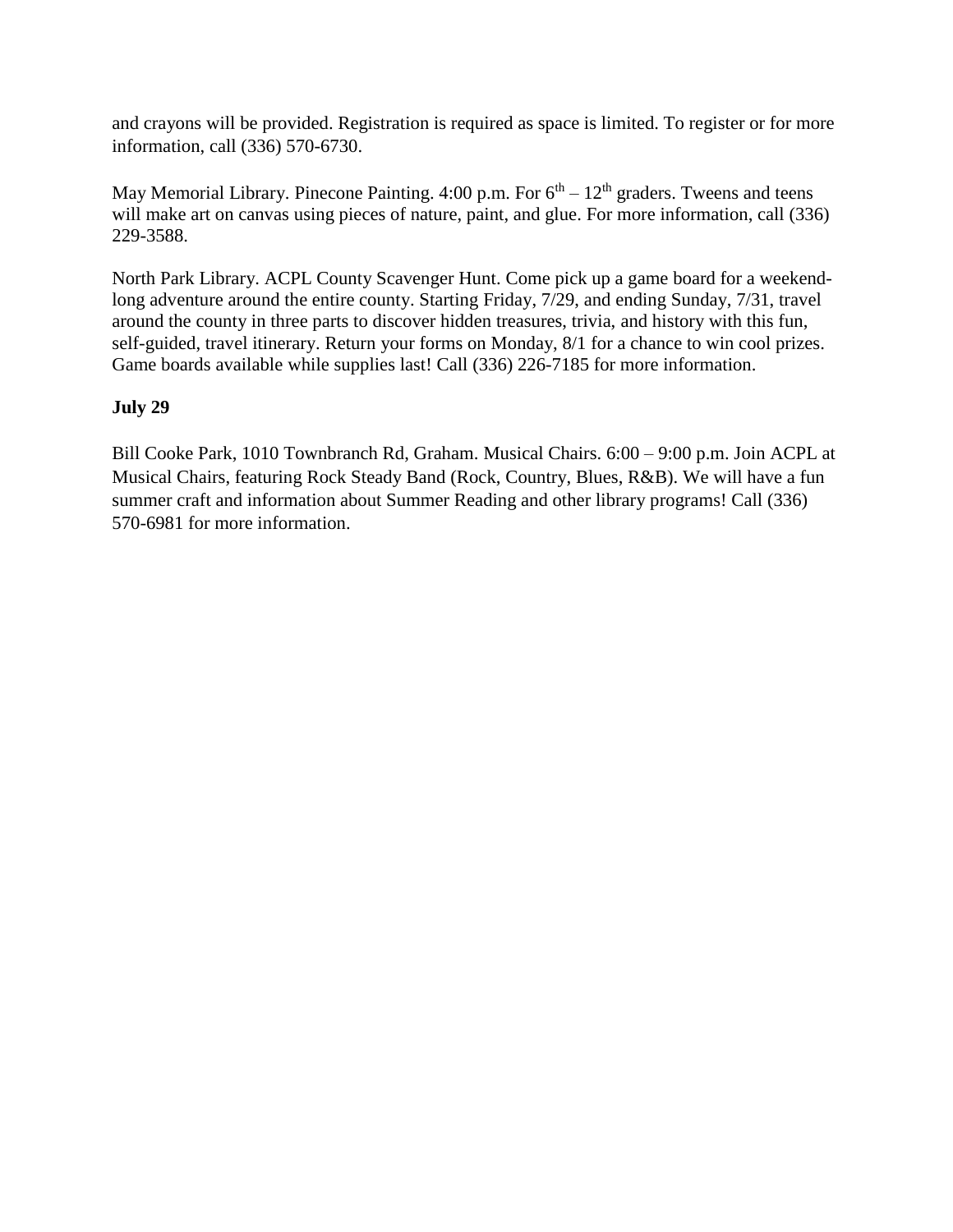and crayons will be provided. Registration is required as space is limited. To register or for more information, call (336) 570-6730.

May Memorial Library. Pinecone Painting. 4:00 p.m. For 6th – 12th graders. Tweens and teens will make art on canvas using pieces of nature, paint, and glue. For more information, call (336) 229-3588.

North Park Library. ACPL County Scavenger Hunt. Come pick up a game board for a weekend-long adventure around the entire county. Starting Friday, 7/29, and ending Sunday, 7/31, travel around the county in three parts to discover hidden treasures, trivia, and history with this fun, self-guided, travel itinerary. Return your forms on Monday, 8/1 for a chance to win cool prizes. Game boards available while supplies last! Call (336) 226-7185 for more information.

**July 29**

Bill Cooke Park, 1010 Townbranch Rd, Graham. Musical Chairs. 6:00 – 9:00 p.m. Join ACPL at Musical Chairs, featuring Rock Steady Band (Rock, Country, Blues, R&B). We will have a fun summer craft and information about Summer Reading and other library programs! Call (336) 570-6981 for more information.